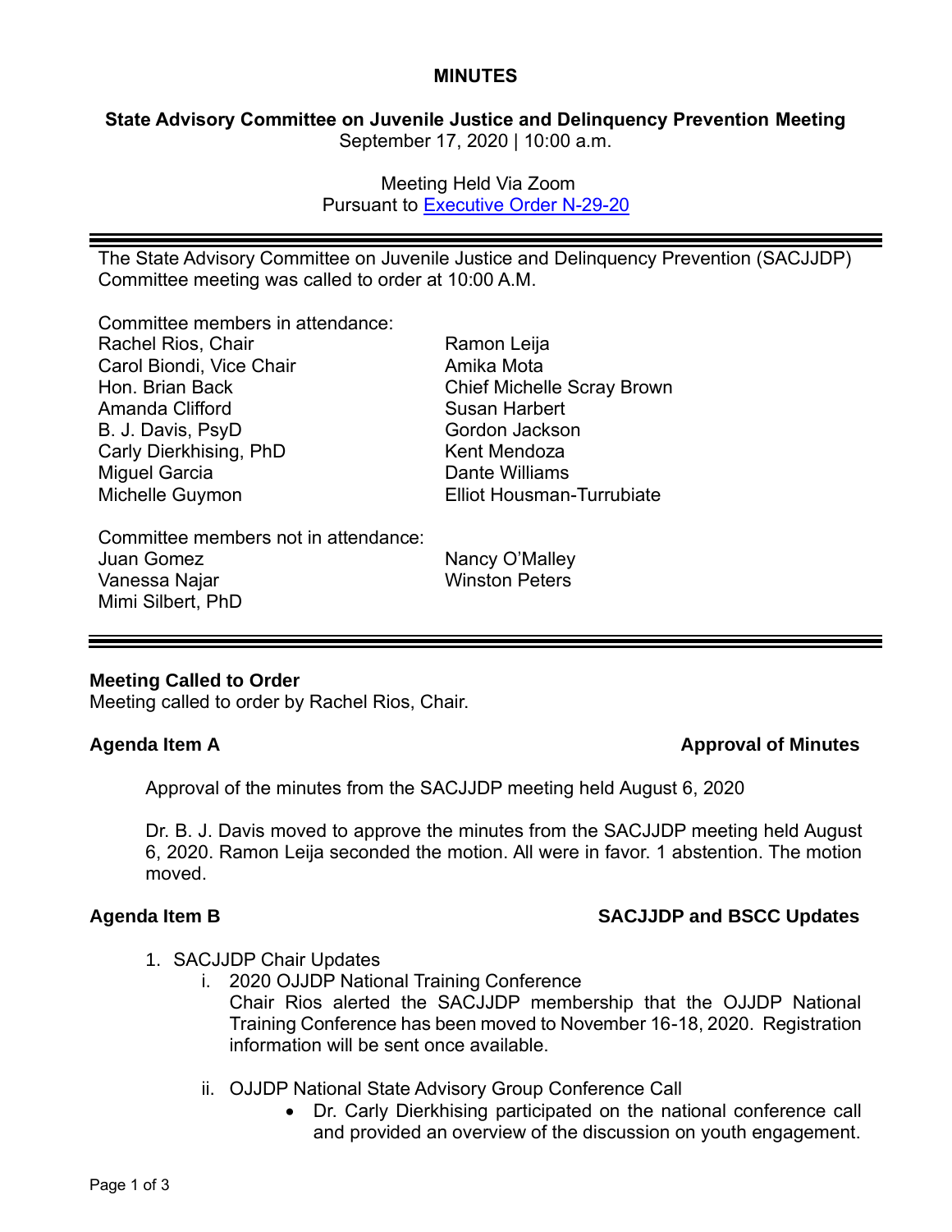**MINUTES**

**State Advisory Committee on Juvenile Justice and Delinquency Prevention Meeting**
September 17, 2020 | 10:00 a.m.

Meeting Held Via Zoom
Pursuant to [Executive Order N-29-20]

---

The State Advisory Committee on Juvenile Justice and Delinquency Prevention (SACJJDP) Committee meeting was called to order at 10:00 A.M.

Committee members in attendance:

| | |
|---|---|
| Rachel Rios, Chair | Ramon Leija |
| Carol Biondi, Vice Chair | Amika Mota |
| Hon. Brian Back | Chief Michelle Scray Brown |
| Amanda Clifford | Susan Harbert |
| B. J. Davis, PsyD | Gordon Jackson |
| Carly Dierkhising, PhD | Kent Mendoza |
| Miguel Garcia | Dante Williams |
| Michelle Guymon | Elliot Housman-Turrubiate |

Committee members not in attendance:

| | |
|---|---|
| Juan Gomez | Nancy O'Malley |
| Vanessa Najar | Winston Peters |
| Mimi Silbert, PhD | |

---

**Meeting Called to Order**
Meeting called to order by Rachel Rios, Chair.

**Agenda Item A** — **Approval of Minutes**

Approval of the minutes from the SACJJDP meeting held August 6, 2020

Dr. B. J. Davis moved to approve the minutes from the SACJJDP meeting held August 6, 2020. Ramon Leija seconded the motion. All were in favor. 1 abstention. The motion moved.

**Agenda Item B** — **SACJJDP and BSCC Updates**

1. SACJJDP Chair Updates
   i. 2020 OJJDP National Training Conference
      Chair Rios alerted the SACJJDP membership that the OJJDP National Training Conference has been moved to November 16-18, 2020. Registration information will be sent once available.

   ii. OJJDP National State Advisory Group Conference Call
      - Dr. Carly Dierkhising participated on the national conference call and provided an overview of the discussion on youth engagement.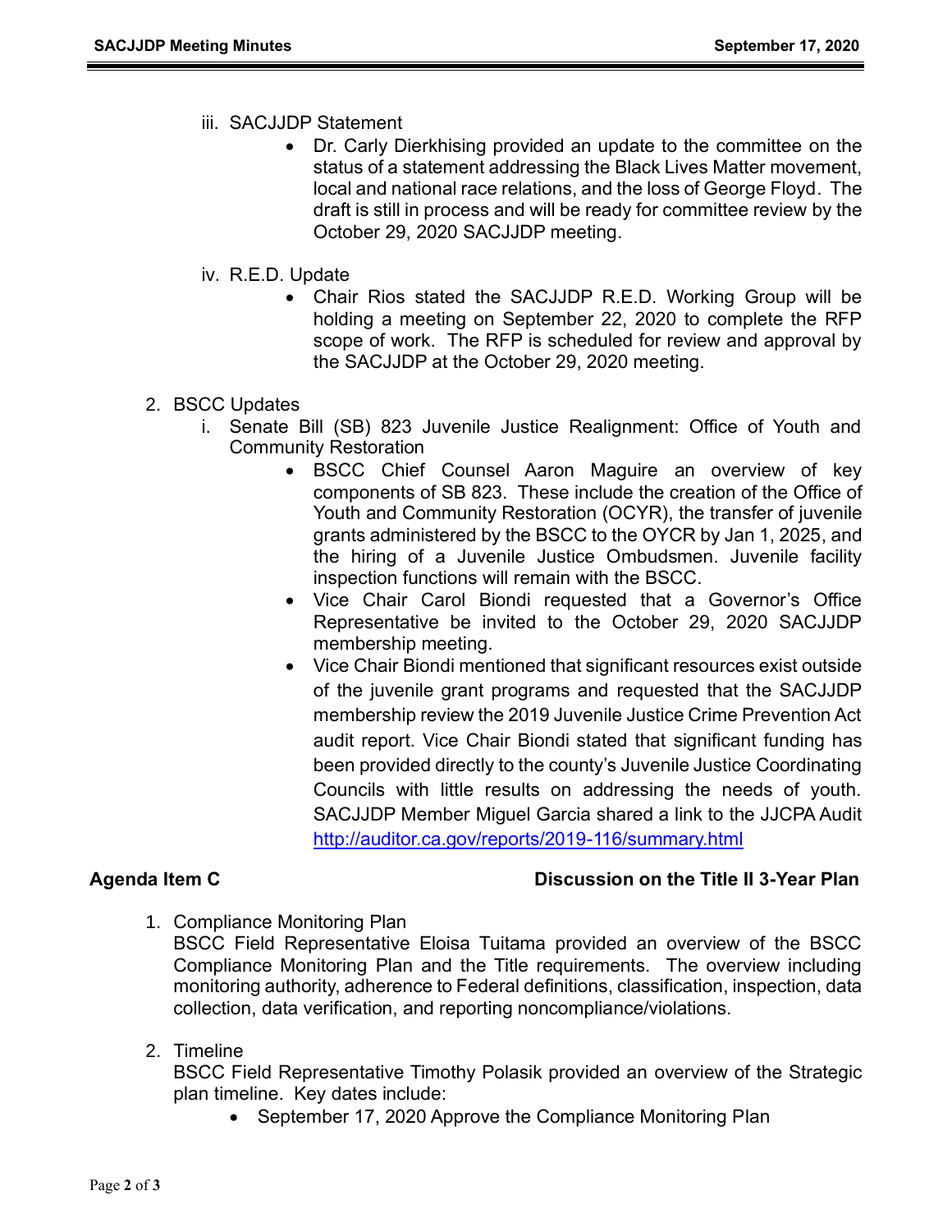iii. SACJJDP Statement

- Dr. Carly Dierkhising provided an update to the committee on the status of a statement addressing the Black Lives Matter movement, local and national race relations, and the loss of George Floyd. The draft is still in process and will be ready for committee review by the October 29, 2020 SACJJDP meeting.

iv. R.E.D. Update

- Chair Rios stated the SACJJDP R.E.D. Working Group will be holding a meeting on September 22, 2020 to complete the RFP scope of work. The RFP is scheduled for review and approval by the SACJJDP at the October 29, 2020 meeting.

2. BSCC Updates

i. Senate Bill (SB) 823 Juvenile Justice Realignment: Office of Youth and Community Restoration

- BSCC Chief Counsel Aaron Maguire an overview of key components of SB 823. These include the creation of the Office of Youth and Community Restoration (OCYR), the transfer of juvenile grants administered by the BSCC to the OYCR by Jan 1, 2025, and the hiring of a Juvenile Justice Ombudsmen. Juvenile facility inspection functions will remain with the BSCC.
- Vice Chair Carol Biondi requested that a Governor's Office Representative be invited to the October 29, 2020 SACJJDP membership meeting.
- Vice Chair Biondi mentioned that significant resources exist outside of the juvenile grant programs and requested that the SACJJDP membership review the 2019 Juvenile Justice Crime Prevention Act audit report. Vice Chair Biondi stated that significant funding has been provided directly to the county's Juvenile Justice Coordinating Councils with little results on addressing the needs of youth. SACJJDP Member Miguel Garcia shared a link to the JJCPA Audit http://auditor.ca.gov/reports/2019-116/summary.html

## Agenda Item C — Discussion on the Title II 3-Year Plan

1. Compliance Monitoring Plan
   BSCC Field Representative Eloisa Tuitama provided an overview of the BSCC Compliance Monitoring Plan and the Title requirements. The overview including monitoring authority, adherence to Federal definitions, classification, inspection, data collection, data verification, and reporting noncompliance/violations.

2. Timeline
   BSCC Field Representative Timothy Polasik provided an overview of the Strategic plan timeline. Key dates include:
   - September 17, 2020 Approve the Compliance Monitoring Plan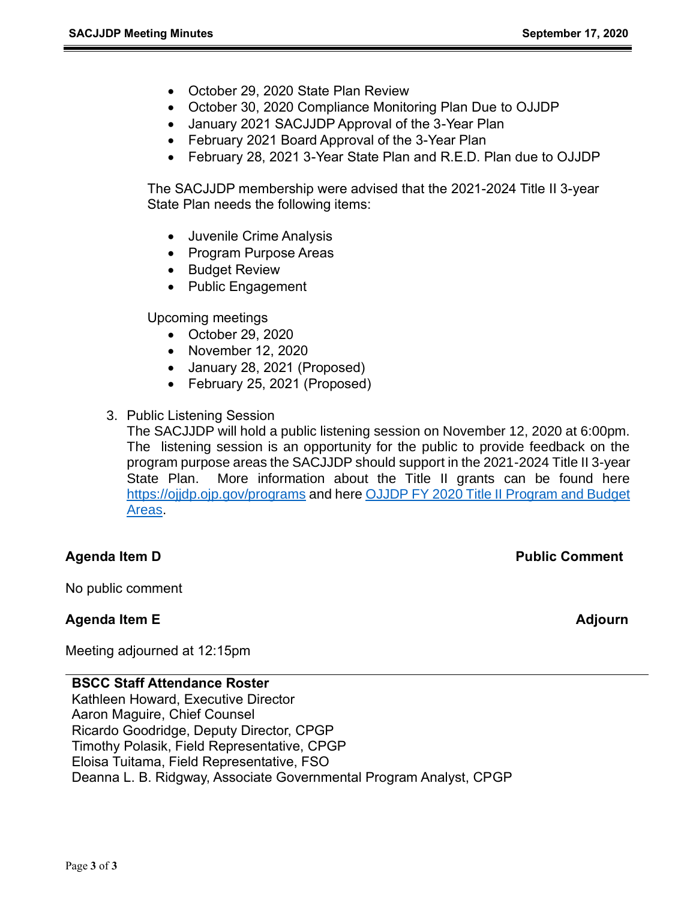- October 29, 2020 State Plan Review
- October 30, 2020 Compliance Monitoring Plan Due to OJJDP
- January 2021 SACJJDP Approval of the 3-Year Plan
- February 2021 Board Approval of the 3-Year Plan
- February 28, 2021 3-Year State Plan and R.E.D. Plan due to OJJDP

The SACJJDP membership were advised that the 2021-2024 Title II 3-year State Plan needs the following items:

- Juvenile Crime Analysis
- Program Purpose Areas
- Budget Review
- Public Engagement

Upcoming meetings

- October 29, 2020
- November 12, 2020
- January 28, 2021 (Proposed)
- February 25, 2021 (Proposed)

3. Public Listening Session
   The SACJJDP will hold a public listening session on November 12, 2020 at 6:00pm. The listening session is an opportunity for the public to provide feedback on the program purpose areas the SACJJDP should support in the 2021-2024 Title II 3-year State Plan. More information about the Title II grants can be found here https://ojjdp.ojp.gov/programs and here OJJDP FY 2020 Title II Program and Budget Areas.

**Agenda Item D** **Public Comment**

No public comment

**Agenda Item E** **Adjourn**

Meeting adjourned at 12:15pm

---

**BSCC Staff Attendance Roster**
Kathleen Howard, Executive Director
Aaron Maguire, Chief Counsel
Ricardo Goodridge, Deputy Director, CPGP
Timothy Polasik, Field Representative, CPGP
Eloisa Tuitama, Field Representative, FSO
Deanna L. B. Ridgway, Associate Governmental Program Analyst, CPGP